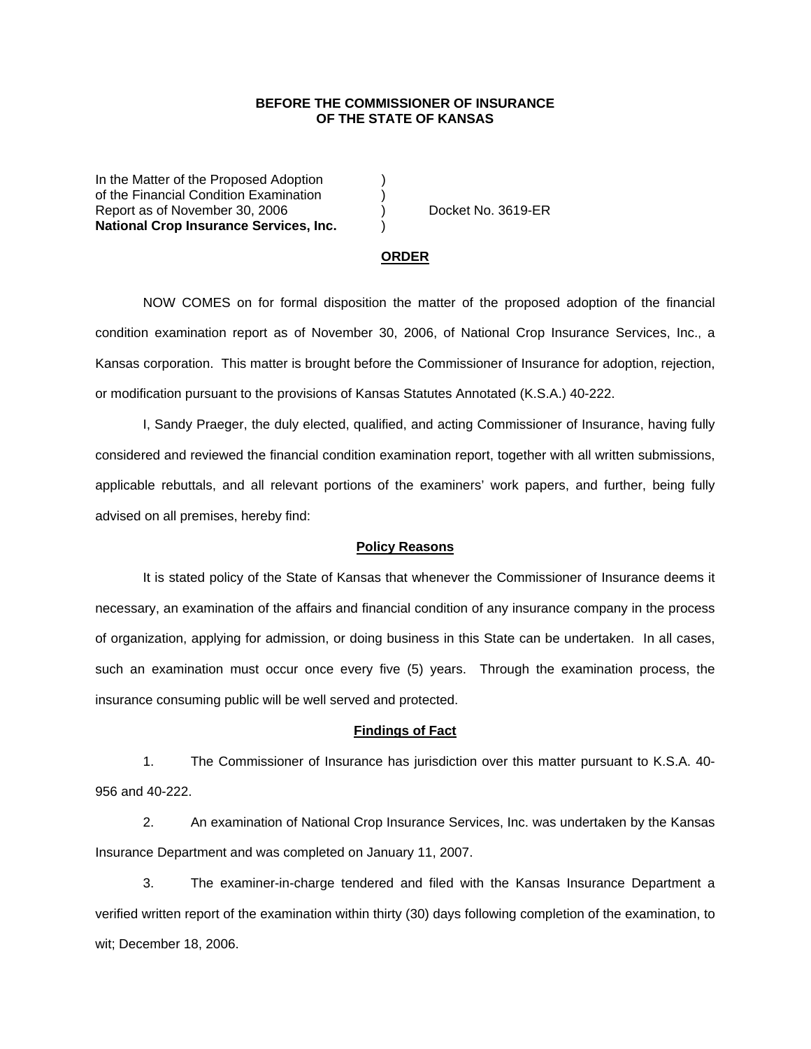**BEFORE THE COMMISSIONER OF INSURANCE**
**OF THE STATE OF KANSAS**

In the Matter of the Proposed Adoption )
of the Financial Condition Examination )
Report as of November 30, 2006 ) Docket No. 3619-ER
**National Crop Insurance Services, Inc.** )

**ORDER**

NOW COMES on for formal disposition the matter of the proposed adoption of the financial condition examination report as of November 30, 2006, of National Crop Insurance Services, Inc., a Kansas corporation. This matter is brought before the Commissioner of Insurance for adoption, rejection, or modification pursuant to the provisions of Kansas Statutes Annotated (K.S.A.) 40-222.

I, Sandy Praeger, the duly elected, qualified, and acting Commissioner of Insurance, having fully considered and reviewed the financial condition examination report, together with all written submissions, applicable rebuttals, and all relevant portions of the examiners' work papers, and further, being fully advised on all premises, hereby find:

**Policy Reasons**

It is stated policy of the State of Kansas that whenever the Commissioner of Insurance deems it necessary, an examination of the affairs and financial condition of any insurance company in the process of organization, applying for admission, or doing business in this State can be undertaken. In all cases, such an examination must occur once every five (5) years. Through the examination process, the insurance consuming public will be well served and protected.

**Findings of Fact**

1. The Commissioner of Insurance has jurisdiction over this matter pursuant to K.S.A. 40-956 and 40-222.

2. An examination of National Crop Insurance Services, Inc. was undertaken by the Kansas Insurance Department and was completed on January 11, 2007.

3. The examiner-in-charge tendered and filed with the Kansas Insurance Department a verified written report of the examination within thirty (30) days following completion of the examination, to wit; December 18, 2006.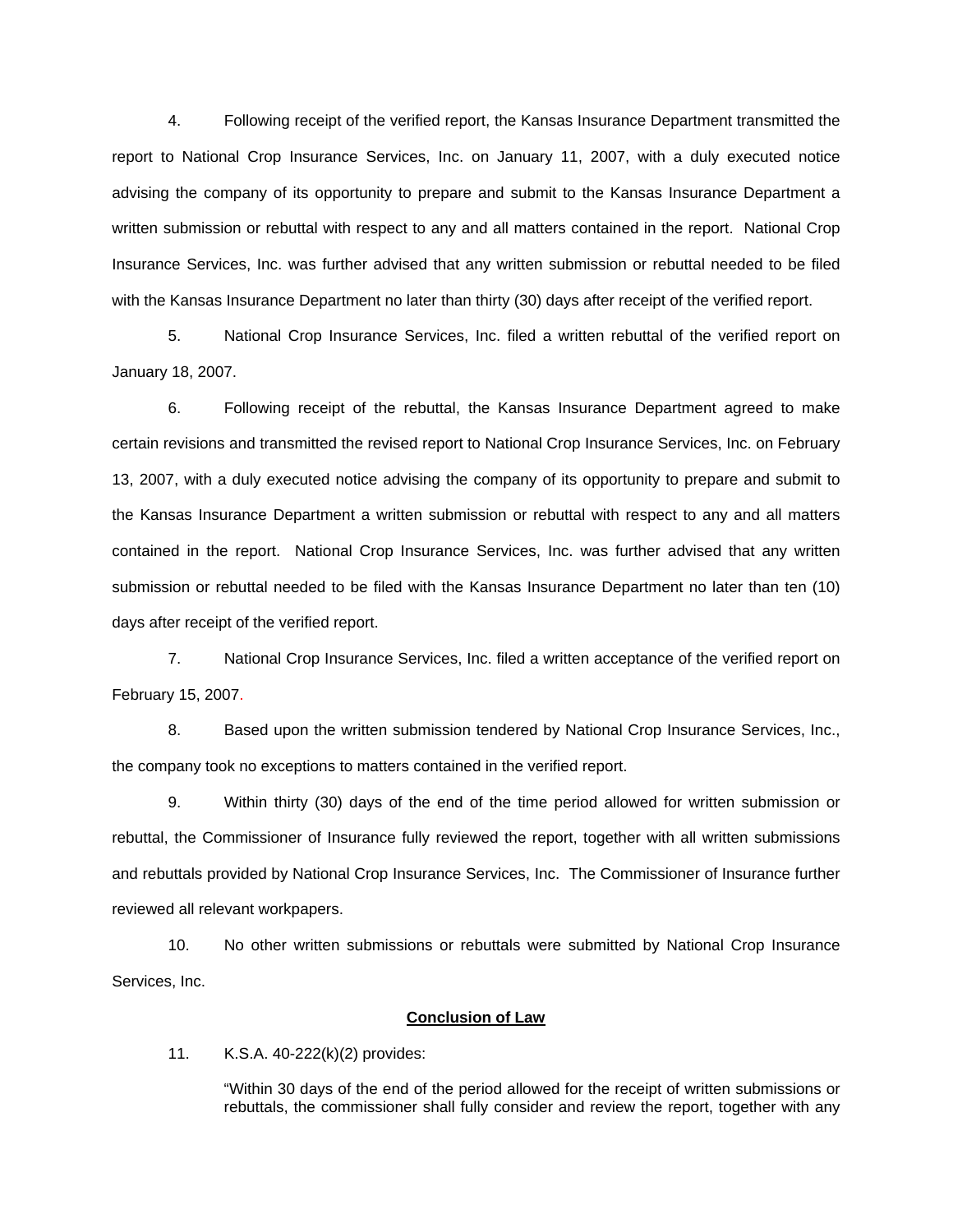4. Following receipt of the verified report, the Kansas Insurance Department transmitted the report to National Crop Insurance Services, Inc. on January 11, 2007, with a duly executed notice advising the company of its opportunity to prepare and submit to the Kansas Insurance Department a written submission or rebuttal with respect to any and all matters contained in the report. National Crop Insurance Services, Inc. was further advised that any written submission or rebuttal needed to be filed with the Kansas Insurance Department no later than thirty (30) days after receipt of the verified report.

5. National Crop Insurance Services, Inc. filed a written rebuttal of the verified report on January 18, 2007.

6. Following receipt of the rebuttal, the Kansas Insurance Department agreed to make certain revisions and transmitted the revised report to National Crop Insurance Services, Inc. on February 13, 2007, with a duly executed notice advising the company of its opportunity to prepare and submit to the Kansas Insurance Department a written submission or rebuttal with respect to any and all matters contained in the report. National Crop Insurance Services, Inc. was further advised that any written submission or rebuttal needed to be filed with the Kansas Insurance Department no later than ten (10) days after receipt of the verified report.

7. National Crop Insurance Services, Inc. filed a written acceptance of the verified report on February 15, 2007.

8. Based upon the written submission tendered by National Crop Insurance Services, Inc., the company took no exceptions to matters contained in the verified report.

9. Within thirty (30) days of the end of the time period allowed for written submission or rebuttal, the Commissioner of Insurance fully reviewed the report, together with all written submissions and rebuttals provided by National Crop Insurance Services, Inc. The Commissioner of Insurance further reviewed all relevant workpapers.

10. No other written submissions or rebuttals were submitted by National Crop Insurance Services, Inc.

**Conclusion of Law**

11. K.S.A. 40-222(k)(2) provides:

> "Within 30 days of the end of the period allowed for the receipt of written submissions or rebuttals, the commissioner shall fully consider and review the report, together with any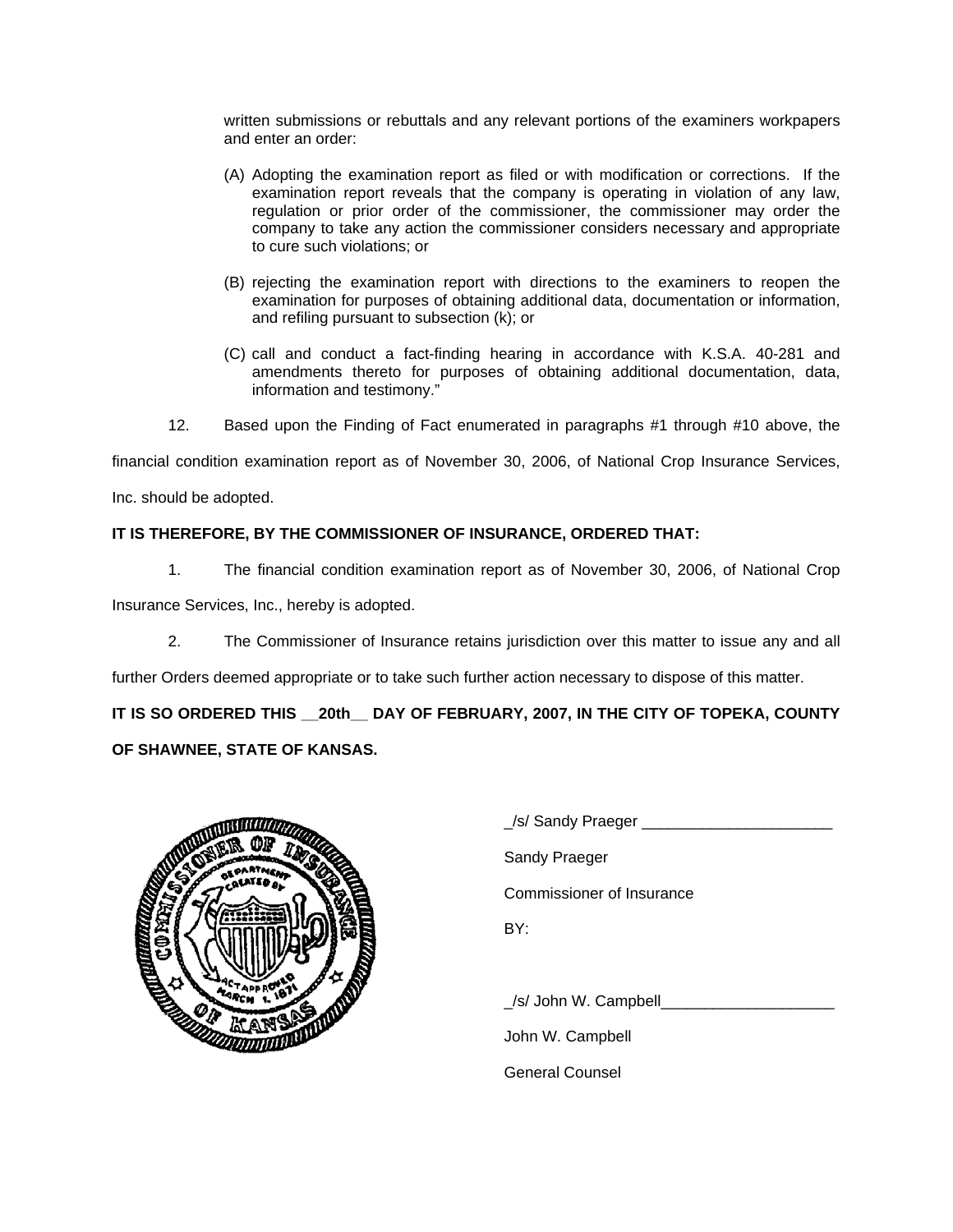written submissions or rebuttals and any relevant portions of the examiners workpapers and enter an order:

(A) Adopting the examination report as filed or with modification or corrections. If the examination report reveals that the company is operating in violation of any law, regulation or prior order of the commissioner, the commissioner may order the company to take any action the commissioner considers necessary and appropriate to cure such violations; or

(B) rejecting the examination report with directions to the examiners to reopen the examination for purposes of obtaining additional data, documentation or information, and refiling pursuant to subsection (k); or

(C) call and conduct a fact-finding hearing in accordance with K.S.A. 40-281 and amendments thereto for purposes of obtaining additional documentation, data, information and testimony."

12. Based upon the Finding of Fact enumerated in paragraphs #1 through #10 above, the financial condition examination report as of November 30, 2006, of National Crop Insurance Services, Inc. should be adopted.

**IT IS THEREFORE, BY THE COMMISSIONER OF INSURANCE, ORDERED THAT:**

1. The financial condition examination report as of November 30, 2006, of National Crop Insurance Services, Inc., hereby is adopted.

2. The Commissioner of Insurance retains jurisdiction over this matter to issue any and all further Orders deemed appropriate or to take such further action necessary to dispose of this matter.

**IT IS SO ORDERED THIS __20th__ DAY OF FEBRUARY, 2007, IN THE CITY OF TOPEKA, COUNTY OF SHAWNEE, STATE OF KANSAS.**

_/s/ Sandy Praeger ______________________

Sandy Praeger

Commissioner of Insurance

BY:

_/s/ John W. Campbell____________________

John W. Campbell

General Counsel